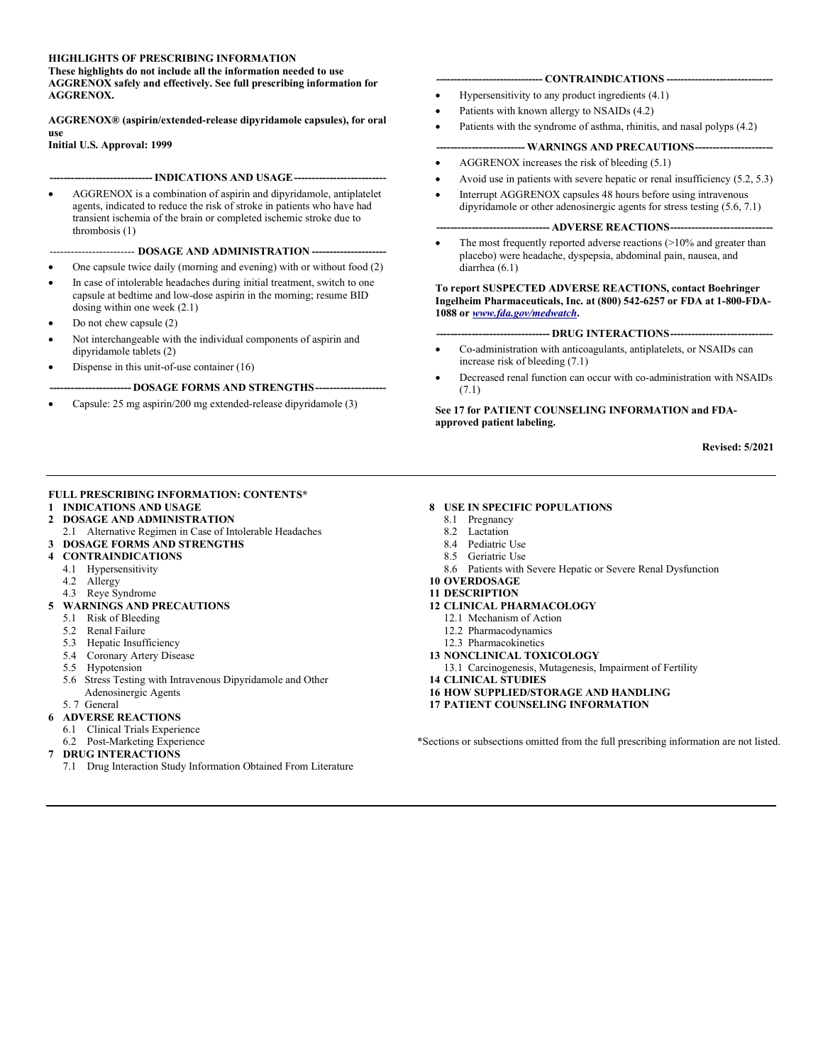**HIGHLIGHTS OF PRESCRIBING INFORMATION**
**These highlights do not include all the information needed to use AGGRENOX safely and effectively. See full prescribing information for AGGRENOX.**

**AGGRENOX® (aspirin/extended-release dipyridamole capsules), for oral use**
**Initial U.S. Approval: 1999**

**INDICATIONS AND USAGE**

- AGGRENOX is a combination of aspirin and dipyridamole, antiplatelet agents, indicated to reduce the risk of stroke in patients who have had transient ischemia of the brain or completed ischemic stroke due to thrombosis (1)

**DOSAGE AND ADMINISTRATION**

- One capsule twice daily (morning and evening) with or without food (2)
- In case of intolerable headaches during initial treatment, switch to one capsule at bedtime and low-dose aspirin in the morning; resume BID dosing within one week (2.1)
- Do not chew capsule (2)
- Not interchangeable with the individual components of aspirin and dipyridamole tablets (2)
- Dispense in this unit-of-use container (16)

**DOSAGE FORMS AND STRENGTHS**

- Capsule: 25 mg aspirin/200 mg extended-release dipyridamole (3)

**CONTRAINDICATIONS**

- Hypersensitivity to any product ingredients (4.1)
- Patients with known allergy to NSAIDs (4.2)
- Patients with the syndrome of asthma, rhinitis, and nasal polyps (4.2)

**WARNINGS AND PRECAUTIONS**

- AGGRENOX increases the risk of bleeding (5.1)
- Avoid use in patients with severe hepatic or renal insufficiency (5.2, 5.3)
- Interrupt AGGRENOX capsules 48 hours before using intravenous dipyridamole or other adenosinergic agents for stress testing (5.6, 7.1)

**ADVERSE REACTIONS**

- The most frequently reported adverse reactions (>10% and greater than placebo) were headache, dyspepsia, abdominal pain, nausea, and diarrhea (6.1)

**To report SUSPECTED ADVERSE REACTIONS, contact Boehringer Ingelheim Pharmaceuticals, Inc. at (800) 542-6257 or FDA at 1-800-FDA-1088 or *www.fda.gov/medwatch*.**

**DRUG INTERACTIONS**

- Co-administration with anticoagulants, antiplatelets, or NSAIDs can increase risk of bleeding (7.1)
- Decreased renal function can occur with co-administration with NSAIDs (7.1)

**See 17 for PATIENT COUNSELING INFORMATION and FDA-approved patient labeling.**

**Revised: 5/2021**

---

**FULL PRESCRIBING INFORMATION: CONTENTS***

**1 INDICATIONS AND USAGE**
**2 DOSAGE AND ADMINISTRATION**
 2.1 Alternative Regimen in Case of Intolerable Headaches
**3 DOSAGE FORMS AND STRENGTHS**
**4 CONTRAINDICATIONS**
 4.1 Hypersensitivity
 4.2 Allergy
 4.3 Reye Syndrome
**5 WARNINGS AND PRECAUTIONS**
 5.1 Risk of Bleeding
 5.2 Renal Failure
 5.3 Hepatic Insufficiency
 5.4 Coronary Artery Disease
 5.5 Hypotension
 5.6 Stress Testing with Intravenous Dipyridamole and Other Adenosinergic Agents
 5. 7 General
**6 ADVERSE REACTIONS**
 6.1 Clinical Trials Experience
 6.2 Post-Marketing Experience
**7 DRUG INTERACTIONS**
 7.1 Drug Interaction Study Information Obtained From Literature
**8 USE IN SPECIFIC POPULATIONS**
 8.1 Pregnancy
 8.2 Lactation
 8.4 Pediatric Use
 8.5 Geriatric Use
 8.6 Patients with Severe Hepatic or Severe Renal Dysfunction
**10 OVERDOSAGE**
**11 DESCRIPTION**
**12 CLINICAL PHARMACOLOGY**
 12.1 Mechanism of Action
 12.2 Pharmacodynamics
 12.3 Pharmacokinetics
**13 NONCLINICAL TOXICOLOGY**
 13.1 Carcinogenesis, Mutagenesis, Impairment of Fertility
**14 CLINICAL STUDIES**
**16 HOW SUPPLIED/STORAGE AND HANDLING**
**17 PATIENT COUNSELING INFORMATION**

*Sections or subsections omitted from the full prescribing information are not listed.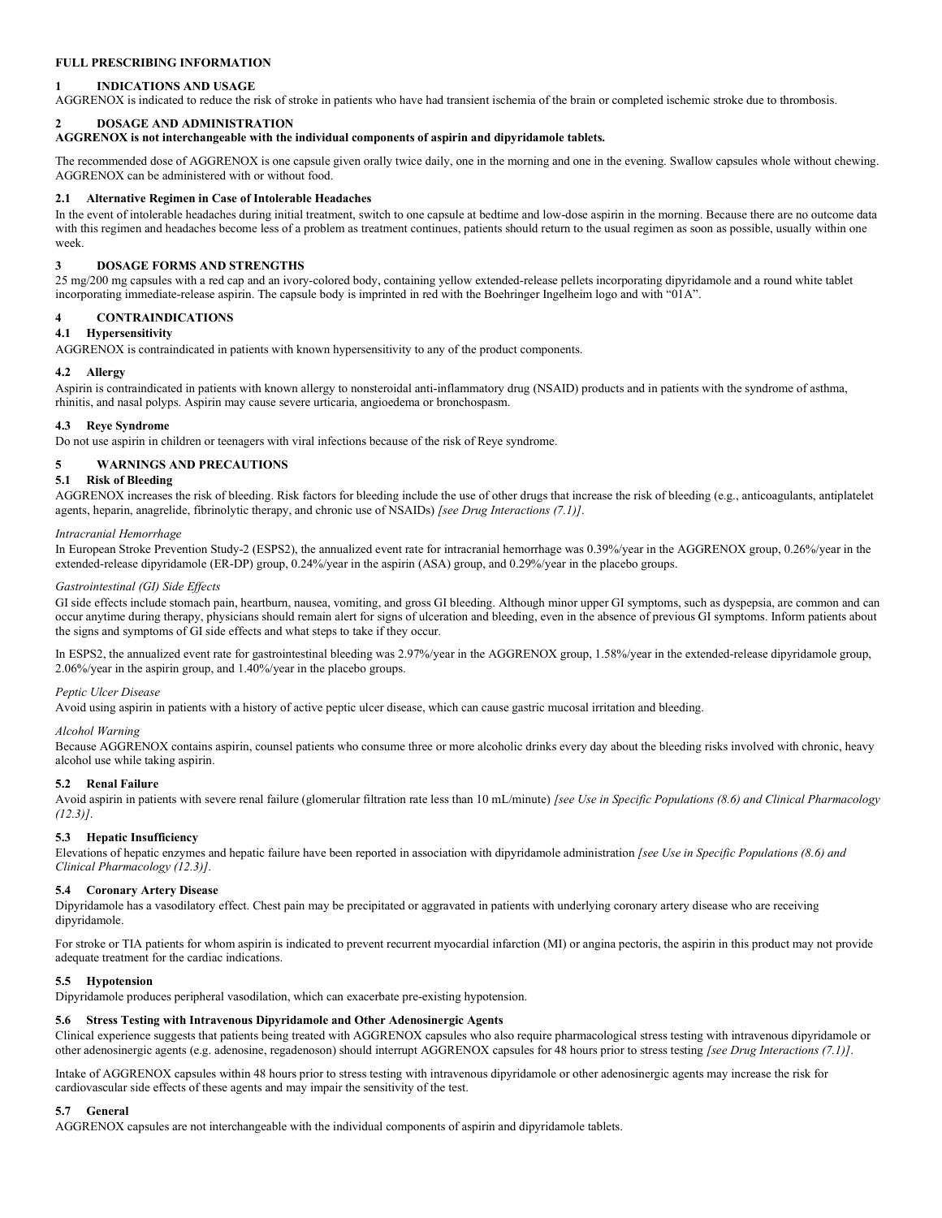# FULL PRESCRIBING INFORMATION

## 1 INDICATIONS AND USAGE

AGGRENOX is indicated to reduce the risk of stroke in patients who have had transient ischemia of the brain or completed ischemic stroke due to thrombosis.

## 2 DOSAGE AND ADMINISTRATION

**AGGRENOX is not interchangeable with the individual components of aspirin and dipyridamole tablets.**

The recommended dose of AGGRENOX is one capsule given orally twice daily, one in the morning and one in the evening. Swallow capsules whole without chewing. AGGRENOX can be administered with or without food.

### 2.1 Alternative Regimen in Case of Intolerable Headaches

In the event of intolerable headaches during initial treatment, switch to one capsule at bedtime and low-dose aspirin in the morning. Because there are no outcome data with this regimen and headaches become less of a problem as treatment continues, patients should return to the usual regimen as soon as possible, usually within one week.

## 3 DOSAGE FORMS AND STRENGTHS

25 mg/200 mg capsules with a red cap and an ivory-colored body, containing yellow extended-release pellets incorporating dipyridamole and a round white tablet incorporating immediate-release aspirin. The capsule body is imprinted in red with the Boehringer Ingelheim logo and with "01A".

## 4 CONTRAINDICATIONS

### 4.1 Hypersensitivity

AGGRENOX is contraindicated in patients with known hypersensitivity to any of the product components.

### 4.2 Allergy

Aspirin is contraindicated in patients with known allergy to nonsteroidal anti-inflammatory drug (NSAID) products and in patients with the syndrome of asthma, rhinitis, and nasal polyps. Aspirin may cause severe urticaria, angioedema or bronchospasm.

### 4.3 Reye Syndrome

Do not use aspirin in children or teenagers with viral infections because of the risk of Reye syndrome.

## 5 WARNINGS AND PRECAUTIONS

### 5.1 Risk of Bleeding

AGGRENOX increases the risk of bleeding. Risk factors for bleeding include the use of other drugs that increase the risk of bleeding (e.g., anticoagulants, antiplatelet agents, heparin, anagrelide, fibrinolytic therapy, and chronic use of NSAIDs) *[see Drug Interactions (7.1)]*.

*Intracranial Hemorrhage*

In European Stroke Prevention Study-2 (ESPS2), the annualized event rate for intracranial hemorrhage was 0.39%/year in the AGGRENOX group, 0.26%/year in the extended-release dipyridamole (ER-DP) group, 0.24%/year in the aspirin (ASA) group, and 0.29%/year in the placebo groups.

*Gastrointestinal (GI) Side Effects*

GI side effects include stomach pain, heartburn, nausea, vomiting, and gross GI bleeding. Although minor upper GI symptoms, such as dyspepsia, are common and can occur anytime during therapy, physicians should remain alert for signs of ulceration and bleeding, even in the absence of previous GI symptoms. Inform patients about the signs and symptoms of GI side effects and what steps to take if they occur.

In ESPS2, the annualized event rate for gastrointestinal bleeding was 2.97%/year in the AGGRENOX group, 1.58%/year in the extended-release dipyridamole group, 2.06%/year in the aspirin group, and 1.40%/year in the placebo groups.

*Peptic Ulcer Disease*

Avoid using aspirin in patients with a history of active peptic ulcer disease, which can cause gastric mucosal irritation and bleeding.

*Alcohol Warning*

Because AGGRENOX contains aspirin, counsel patients who consume three or more alcoholic drinks every day about the bleeding risks involved with chronic, heavy alcohol use while taking aspirin.

### 5.2 Renal Failure

Avoid aspirin in patients with severe renal failure (glomerular filtration rate less than 10 mL/minute) *[see Use in Specific Populations (8.6) and Clinical Pharmacology (12.3)]*.

### 5.3 Hepatic Insufficiency

Elevations of hepatic enzymes and hepatic failure have been reported in association with dipyridamole administration *[see Use in Specific Populations (8.6) and Clinical Pharmacology (12.3)]*.

### 5.4 Coronary Artery Disease

Dipyridamole has a vasodilatory effect. Chest pain may be precipitated or aggravated in patients with underlying coronary artery disease who are receiving dipyridamole.

For stroke or TIA patients for whom aspirin is indicated to prevent recurrent myocardial infarction (MI) or angina pectoris, the aspirin in this product may not provide adequate treatment for the cardiac indications.

### 5.5 Hypotension

Dipyridamole produces peripheral vasodilation, which can exacerbate pre-existing hypotension.

### 5.6 Stress Testing with Intravenous Dipyridamole and Other Adenosinergic Agents

Clinical experience suggests that patients being treated with AGGRENOX capsules who also require pharmacological stress testing with intravenous dipyridamole or other adenosinergic agents (e.g. adenosine, regadenoson) should interrupt AGGRENOX capsules for 48 hours prior to stress testing *[see Drug Interactions (7.1)]*.

Intake of AGGRENOX capsules within 48 hours prior to stress testing with intravenous dipyridamole or other adenosinergic agents may increase the risk for cardiovascular side effects of these agents and may impair the sensitivity of the test.

### 5.7 General

AGGRENOX capsules are not interchangeable with the individual components of aspirin and dipyridamole tablets.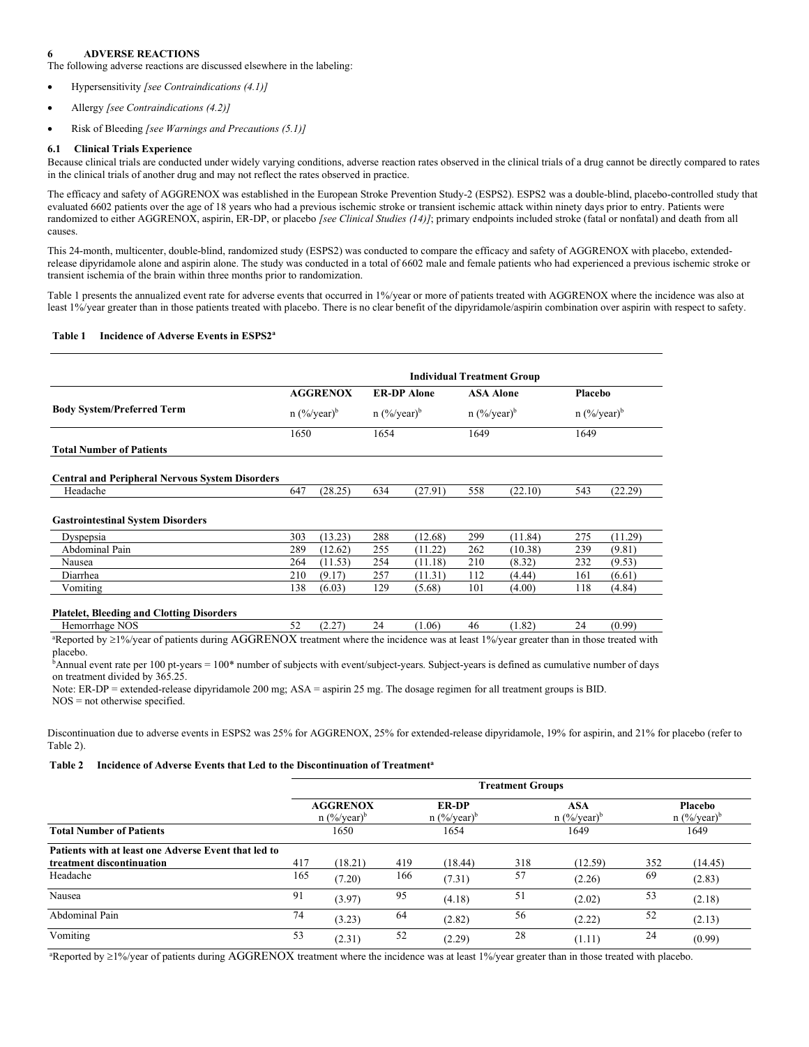## 6 ADVERSE REACTIONS

The following adverse reactions are discussed elsewhere in the labeling:

- Hypersensitivity *[see Contraindications (4.1)]*
- Allergy *[see Contraindications (4.2)]*
- Risk of Bleeding *[see Warnings and Precautions (5.1)]*

### 6.1 Clinical Trials Experience

Because clinical trials are conducted under widely varying conditions, adverse reaction rates observed in the clinical trials of a drug cannot be directly compared to rates in the clinical trials of another drug and may not reflect the rates observed in practice.

The efficacy and safety of AGGRENOX was established in the European Stroke Prevention Study-2 (ESPS2). ESPS2 was a double-blind, placebo-controlled study that evaluated 6602 patients over the age of 18 years who had a previous ischemic stroke or transient ischemic attack within ninety days prior to entry. Patients were randomized to either AGGRENOX, aspirin, ER-DP, or placebo *[see Clinical Studies (14)]*; primary endpoints included stroke (fatal or nonfatal) and death from all causes.

This 24-month, multicenter, double-blind, randomized study (ESPS2) was conducted to compare the efficacy and safety of AGGRENOX with placebo, extended-release dipyridamole alone and aspirin alone. The study was conducted in a total of 6602 male and female patients who had experienced a previous ischemic stroke or transient ischemia of the brain within three months prior to randomization.

Table 1 presents the annualized event rate for adverse events that occurred in 1%/year or more of patients treated with AGGRENOX where the incidence was also at least 1%/year greater than in those patients treated with placebo. There is no clear benefit of the dipyridamole/aspirin combination over aspirin with respect to safety.

**Table 1 Incidence of Adverse Events in ESPS2[a]**

| | Individual Treatment Group | | | | | | | |
|---|---|---|---|---|---|---|---|---|
| | AGGRENOX | | ER-DP Alone | | ASA Alone | | Placebo | |
| **Body System/Preferred Term** | n (%/year)[b] | | n (%/year)[b] | | n (%/year)[b] | | n (%/year)[b] | |
| **Total Number of Patients** | 1650 | | 1654 | | 1649 | | 1649 | |
| **Central and Peripheral Nervous System Disorders** | | | | | | | | |
| Headache | 647 | (28.25) | 634 | (27.91) | 558 | (22.10) | 543 | (22.29) |
| **Gastrointestinal System Disorders** | | | | | | | | |
| Dyspepsia | 303 | (13.23) | 288 | (12.68) | 299 | (11.84) | 275 | (11.29) |
| Abdominal Pain | 289 | (12.62) | 255 | (11.22) | 262 | (10.38) | 239 | (9.81) |
| Nausea | 264 | (11.53) | 254 | (11.18) | 210 | (8.32) | 232 | (9.53) |
| Diarrhea | 210 | (9.17) | 257 | (11.31) | 112 | (4.44) | 161 | (6.61) |
| Vomiting | 138 | (6.03) | 129 | (5.68) | 101 | (4.00) | 118 | (4.84) |
| **Platelet, Bleeding and Clotting Disorders** | | | | | | | | |
| Hemorrhage NOS | 52 | (2.27) | 24 | (1.06) | 46 | (1.82) | 24 | (0.99) |

[a]Reported by ≥1%/year of patients during AGGRENOX treatment where the incidence was at least 1%/year greater than in those treated with placebo.

[b]Annual event rate per 100 pt-years = 100* number of subjects with event/subject-years. Subject-years is defined as cumulative number of days on treatment divided by 365.25.

Note: ER-DP = extended-release dipyridamole 200 mg; ASA = aspirin 25 mg. The dosage regimen for all treatment groups is BID.

NOS = not otherwise specified.

Discontinuation due to adverse events in ESPS2 was 25% for AGGRENOX, 25% for extended-release dipyridamole, 19% for aspirin, and 21% for placebo (refer to Table 2).

**Table 2 Incidence of Adverse Events that Led to the Discontinuation of Treatment[a]**

| | Treatment Groups | | | | | | | |
|---|---|---|---|---|---|---|---|---|
| | AGGRENOX n (%/year)[b] | | ER-DP n (%/year)[b] | | ASA n (%/year)[b] | | Placebo n (%/year)[b] | |
| **Total Number of Patients** | 1650 | | 1654 | | 1649 | | 1649 | |
| **Patients with at least one Adverse Event that led to treatment discontinuation** | 417 | (18.21) | 419 | (18.44) | 318 | (12.59) | 352 | (14.45) |
| Headache | 165 | (7.20) | 166 | (7.31) | 57 | (2.26) | 69 | (2.83) |
| Nausea | 91 | (3.97) | 95 | (4.18) | 51 | (2.02) | 53 | (2.18) |
| Abdominal Pain | 74 | (3.23) | 64 | (2.82) | 56 | (2.22) | 52 | (2.13) |
| Vomiting | 53 | (2.31) | 52 | (2.29) | 28 | (1.11) | 24 | (0.99) |

[a]Reported by ≥1%/year of patients during AGGRENOX treatment where the incidence was at least 1%/year greater than in those treated with placebo.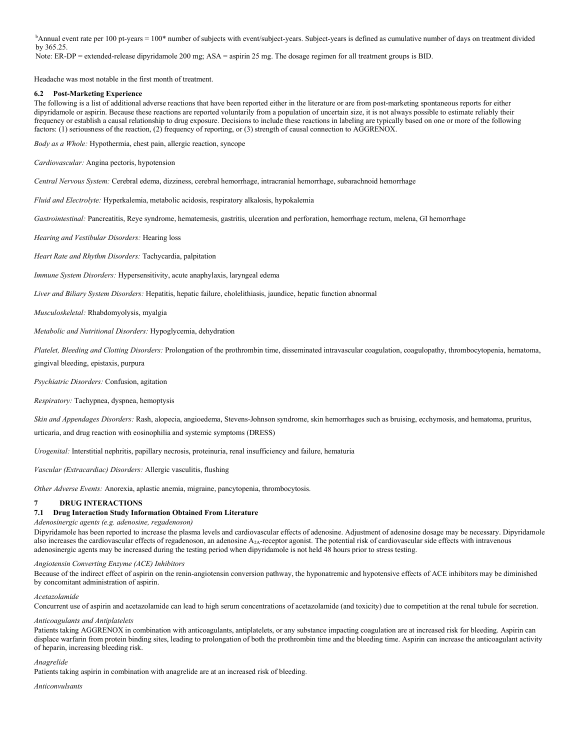[b]Annual event rate per 100 pt-years = 100* number of subjects with event/subject-years. Subject-years is defined as cumulative number of days on treatment divided by 365.25.

Note: ER-DP = extended-release dipyridamole 200 mg; ASA = aspirin 25 mg. The dosage regimen for all treatment groups is BID.

Headache was most notable in the first month of treatment.

### 6.2 Post-Marketing Experience

The following is a list of additional adverse reactions that have been reported either in the literature or are from post-marketing spontaneous reports for either dipyridamole or aspirin. Because these reactions are reported voluntarily from a population of uncertain size, it is not always possible to estimate reliably their frequency or establish a causal relationship to drug exposure. Decisions to include these reactions in labeling are typically based on one or more of the following factors: (1) seriousness of the reaction, (2) frequency of reporting, or (3) strength of causal connection to AGGRENOX.

*Body as a Whole:* Hypothermia, chest pain, allergic reaction, syncope

*Cardiovascular:* Angina pectoris, hypotension

*Central Nervous System:* Cerebral edema, dizziness, cerebral hemorrhage, intracranial hemorrhage, subarachnoid hemorrhage

*Fluid and Electrolyte:* Hyperkalemia, metabolic acidosis, respiratory alkalosis, hypokalemia

*Gastrointestinal:* Pancreatitis, Reye syndrome, hematemesis, gastritis, ulceration and perforation, hemorrhage rectum, melena, GI hemorrhage

*Hearing and Vestibular Disorders:* Hearing loss

*Heart Rate and Rhythm Disorders:* Tachycardia, palpitation

*Immune System Disorders:* Hypersensitivity, acute anaphylaxis, laryngeal edema

*Liver and Biliary System Disorders:* Hepatitis, hepatic failure, cholelithiasis, jaundice, hepatic function abnormal

*Musculoskeletal:* Rhabdomyolysis, myalgia

*Metabolic and Nutritional Disorders:* Hypoglycemia, dehydration

*Platelet, Bleeding and Clotting Disorders:* Prolongation of the prothrombin time, disseminated intravascular coagulation, coagulopathy, thrombocytopenia, hematoma, gingival bleeding, epistaxis, purpura

*Psychiatric Disorders:* Confusion, agitation

*Respiratory:* Tachypnea, dyspnea, hemoptysis

*Skin and Appendages Disorders:* Rash, alopecia, angioedema, Stevens-Johnson syndrome, skin hemorrhages such as bruising, ecchymosis, and hematoma, pruritus, urticaria, and drug reaction with eosinophilia and systemic symptoms (DRESS)

*Urogenital:* Interstitial nephritis, papillary necrosis, proteinuria, renal insufficiency and failure, hematuria

*Vascular (Extracardiac) Disorders:* Allergic vasculitis, flushing

*Other Adverse Events:* Anorexia, aplastic anemia, migraine, pancytopenia, thrombocytosis.

## 7 DRUG INTERACTIONS

### 7.1 Drug Interaction Study Information Obtained From Literature

*Adenosinergic agents (e.g. adenosine, regadenoson)*

Dipyridamole has been reported to increase the plasma levels and cardiovascular effects of adenosine. Adjustment of adenosine dosage may be necessary. Dipyridamole also increases the cardiovascular effects of regadenoson, an adenosine $A_{2A}$-receptor agonist. The potential risk of cardiovascular side effects with intravenous adenosinergic agents may be increased during the testing period when dipyridamole is not held 48 hours prior to stress testing.

*Angiotensin Converting Enzyme (ACE) Inhibitors*

Because of the indirect effect of aspirin on the renin-angiotensin conversion pathway, the hyponatremic and hypotensive effects of ACE inhibitors may be diminished by concomitant administration of aspirin.

*Acetazolamide*

Concurrent use of aspirin and acetazolamide can lead to high serum concentrations of acetazolamide (and toxicity) due to competition at the renal tubule for secretion.

*Anticoagulants and Antiplatelets*

Patients taking AGGRENOX in combination with anticoagulants, antiplatelets, or any substance impacting coagulation are at increased risk for bleeding. Aspirin can displace warfarin from protein binding sites, leading to prolongation of both the prothrombin time and the bleeding time. Aspirin can increase the anticoagulant activity of heparin, increasing bleeding risk.

*Anagrelide*

Patients taking aspirin in combination with anagrelide are at an increased risk of bleeding.

*Anticonvulsants*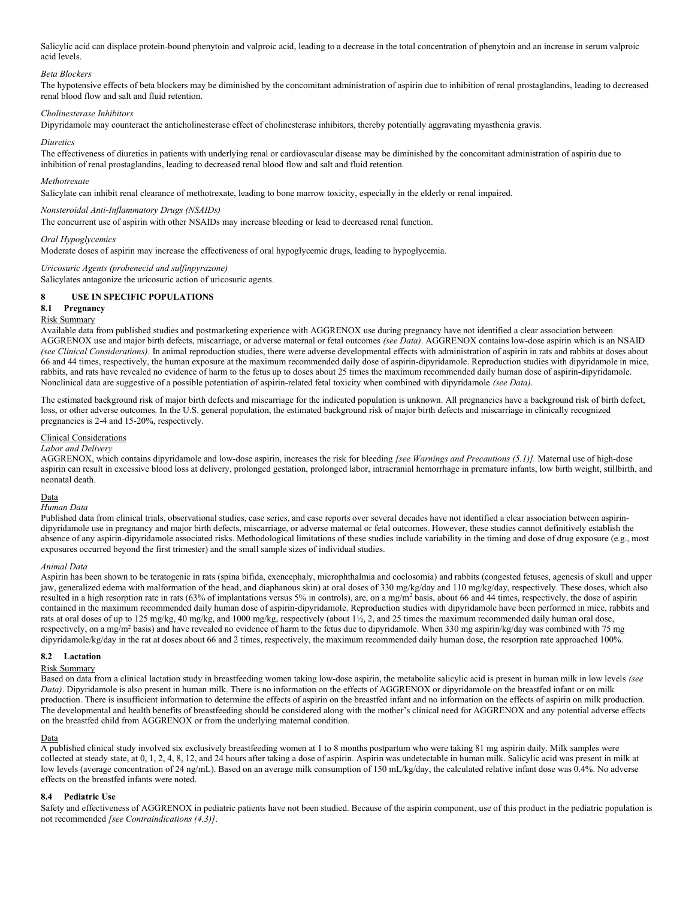Salicylic acid can displace protein-bound phenytoin and valproic acid, leading to a decrease in the total concentration of phenytoin and an increase in serum valproic acid levels.

*Beta Blockers*

The hypotensive effects of beta blockers may be diminished by the concomitant administration of aspirin due to inhibition of renal prostaglandins, leading to decreased renal blood flow and salt and fluid retention.

*Cholinesterase Inhibitors*

Dipyridamole may counteract the anticholinesterase effect of cholinesterase inhibitors, thereby potentially aggravating myasthenia gravis.

*Diuretics*

The effectiveness of diuretics in patients with underlying renal or cardiovascular disease may be diminished by the concomitant administration of aspirin due to inhibition of renal prostaglandins, leading to decreased renal blood flow and salt and fluid retention.

*Methotrexate*

Salicylate can inhibit renal clearance of methotrexate, leading to bone marrow toxicity, especially in the elderly or renal impaired.

*Nonsteroidal Anti-Inflammatory Drugs (NSAIDs)*

The concurrent use of aspirin with other NSAIDs may increase bleeding or lead to decreased renal function.

*Oral Hypoglycemics*

Moderate doses of aspirin may increase the effectiveness of oral hypoglycemic drugs, leading to hypoglycemia.

*Uricosuric Agents (probenecid and sulfinpyrazone)*

Salicylates antagonize the uricosuric action of uricosuric agents.

## 8 USE IN SPECIFIC POPULATIONS

### 8.1 Pregnancy

Risk Summary

Available data from published studies and postmarketing experience with AGGRENOX use during pregnancy have not identified a clear association between AGGRENOX use and major birth defects, miscarriage, or adverse maternal or fetal outcomes *(see Data)*. AGGRENOX contains low-dose aspirin which is an NSAID *(see Clinical Considerations)*. In animal reproduction studies, there were adverse developmental effects with administration of aspirin in rats and rabbits at doses about 66 and 44 times, respectively, the human exposure at the maximum recommended daily dose of aspirin-dipyridamole. Reproduction studies with dipyridamole in mice, rabbits, and rats have revealed no evidence of harm to the fetus up to doses about 25 times the maximum recommended daily human dose of aspirin-dipyridamole. Nonclinical data are suggestive of a possible potentiation of aspirin-related fetal toxicity when combined with dipyridamole *(see Data)*.

The estimated background risk of major birth defects and miscarriage for the indicated population is unknown. All pregnancies have a background risk of birth defect, loss, or other adverse outcomes. In the U.S. general population, the estimated background risk of major birth defects and miscarriage in clinically recognized pregnancies is 2-4 and 15-20%, respectively.

Clinical Considerations

*Labor and Delivery*

AGGRENOX, which contains dipyridamole and low-dose aspirin, increases the risk for bleeding *[see Warnings and Precautions (5.1)]*. Maternal use of high-dose aspirin can result in excessive blood loss at delivery, prolonged gestation, prolonged labor, intracranial hemorrhage in premature infants, low birth weight, stillbirth, and neonatal death.

Data

*Human Data*

Published data from clinical trials, observational studies, case series, and case reports over several decades have not identified a clear association between aspirin-dipyridamole use in pregnancy and major birth defects, miscarriage, or adverse maternal or fetal outcomes. However, these studies cannot definitively establish the absence of any aspirin-dipyridamole associated risks. Methodological limitations of these studies include variability in the timing and dose of drug exposure (e.g., most exposures occurred beyond the first trimester) and the small sample sizes of individual studies.

*Animal Data*

Aspirin has been shown to be teratogenic in rats (spina bifida, exencephaly, microphthalmia and coelosomia) and rabbits (congested fetuses, agenesis of skull and upper jaw, generalized edema with malformation of the head, and diaphanous skin) at oral doses of 330 mg/kg/day and 110 mg/kg/day, respectively. These doses, which also resulted in a high resorption rate in rats (63% of implantations versus 5% in controls), are, on a mg/m$^2$ basis, about 66 and 44 times, respectively, the dose of aspirin contained in the maximum recommended daily human dose of aspirin-dipyridamole. Reproduction studies with dipyridamole have been performed in mice, rabbits and rats at oral doses of up to 125 mg/kg, 40 mg/kg, and 1000 mg/kg, respectively (about 1½, 2, and 25 times the maximum recommended daily human oral dose, respectively, on a mg/m$^2$ basis) and have revealed no evidence of harm to the fetus due to dipyridamole. When 330 mg aspirin/kg/day was combined with 75 mg dipyridamole/kg/day in the rat at doses about 66 and 2 times, respectively, the maximum recommended daily human dose, the resorption rate approached 100%.

### 8.2 Lactation

Risk Summary

Based on data from a clinical lactation study in breastfeeding women taking low-dose aspirin, the metabolite salicylic acid is present in human milk in low levels *(see Data)*. Dipyridamole is also present in human milk. There is no information on the effects of AGGRENOX or dipyridamole on the breastfed infant or on milk production. There is insufficient information to determine the effects of aspirin on the breastfed infant and no information on the effects of aspirin on milk production. The developmental and health benefits of breastfeeding should be considered along with the mother's clinical need for AGGRENOX and any potential adverse effects on the breastfed child from AGGRENOX or from the underlying maternal condition.

Data

A published clinical study involved six exclusively breastfeeding women at 1 to 8 months postpartum who were taking 81 mg aspirin daily. Milk samples were collected at steady state, at 0, 1, 2, 4, 8, 12, and 24 hours after taking a dose of aspirin. Aspirin was undetectable in human milk. Salicylic acid was present in milk at low levels (average concentration of 24 ng/mL). Based on an average milk consumption of 150 mL/kg/day, the calculated relative infant dose was 0.4%. No adverse effects on the breastfed infants were noted.

### 8.4 Pediatric Use

Safety and effectiveness of AGGRENOX in pediatric patients have not been studied. Because of the aspirin component, use of this product in the pediatric population is not recommended *[see Contraindications (4.3)]*.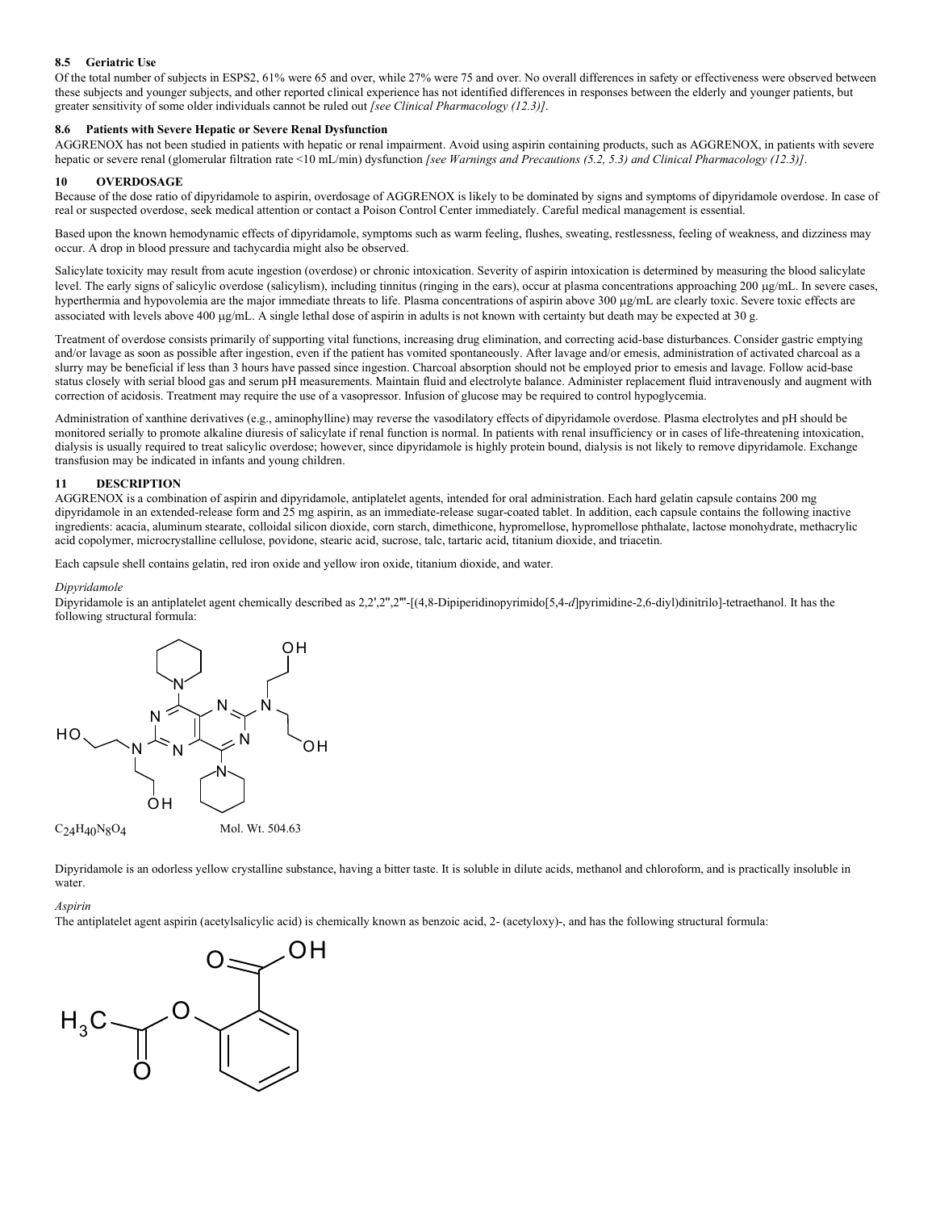### 8.5 Geriatric Use

Of the total number of subjects in ESPS2, 61% were 65 and over, while 27% were 75 and over. No overall differences in safety or effectiveness were observed between these subjects and younger subjects, and other reported clinical experience has not identified differences in responses between the elderly and younger patients, but greater sensitivity of some older individuals cannot be ruled out *[see Clinical Pharmacology (12.3)]*.

### 8.6 Patients with Severe Hepatic or Severe Renal Dysfunction

AGGRENOX has not been studied in patients with hepatic or renal impairment. Avoid using aspirin containing products, such as AGGRENOX, in patients with severe hepatic or severe renal (glomerular filtration rate <10 mL/min) dysfunction *[see Warnings and Precautions (5.2, 5.3) and Clinical Pharmacology (12.3)]*.

## 10 OVERDOSAGE

Because of the dose ratio of dipyridamole to aspirin, overdosage of AGGRENOX is likely to be dominated by signs and symptoms of dipyridamole overdose. In case of real or suspected overdose, seek medical attention or contact a Poison Control Center immediately. Careful medical management is essential.

Based upon the known hemodynamic effects of dipyridamole, symptoms such as warm feeling, flushes, sweating, restlessness, feeling of weakness, and dizziness may occur. A drop in blood pressure and tachycardia might also be observed.

Salicylate toxicity may result from acute ingestion (overdose) or chronic intoxication. Severity of aspirin intoxication is determined by measuring the blood salicylate level. The early signs of salicylic overdose (salicylism), including tinnitus (ringing in the ears), occur at plasma concentrations approaching 200 μg/mL. In severe cases, hyperthermia and hypovolemia are the major immediate threats to life. Plasma concentrations of aspirin above 300 μg/mL are clearly toxic. Severe toxic effects are associated with levels above 400 μg/mL. A single lethal dose of aspirin in adults is not known with certainty but death may be expected at 30 g.

Treatment of overdose consists primarily of supporting vital functions, increasing drug elimination, and correcting acid-base disturbances. Consider gastric emptying and/or lavage as soon as possible after ingestion, even if the patient has vomited spontaneously. After lavage and/or emesis, administration of activated charcoal as a slurry may be beneficial if less than 3 hours have passed since ingestion. Charcoal absorption should not be employed prior to emesis and lavage. Follow acid-base status closely with serial blood gas and serum pH measurements. Maintain fluid and electrolyte balance. Administer replacement fluid intravenously and augment with correction of acidosis. Treatment may require the use of a vasopressor. Infusion of glucose may be required to control hypoglycemia.

Administration of xanthine derivatives (e.g., aminophylline) may reverse the vasodilatory effects of dipyridamole overdose. Plasma electrolytes and pH should be monitored serially to promote alkaline diuresis of salicylate if renal function is normal. In patients with renal insufficiency or in cases of life-threatening intoxication, dialysis is usually required to treat salicylic overdose; however, since dipyridamole is highly protein bound, dialysis is not likely to remove dipyridamole. Exchange transfusion may be indicated in infants and young children.

## 11 DESCRIPTION

AGGRENOX is a combination of aspirin and dipyridamole, antiplatelet agents, intended for oral administration. Each hard gelatin capsule contains 200 mg dipyridamole in an extended-release form and 25 mg aspirin, as an immediate-release sugar-coated tablet. In addition, each capsule contains the following inactive ingredients: acacia, aluminum stearate, colloidal silicon dioxide, corn starch, dimethicone, hypromellose, hypromellose phthalate, lactose monohydrate, methacrylic acid copolymer, microcrystalline cellulose, povidone, stearic acid, sucrose, talc, tartaric acid, titanium dioxide, and triacetin.

Each capsule shell contains gelatin, red iron oxide and yellow iron oxide, titanium dioxide, and water.

*Dipyridamole*

Dipyridamole is an antiplatelet agent chemically described as 2,2',2'',2'''-[(4,8-Dipiperidinopyrimido[5,4-*d*]pyrimidine-2,6-diyl)dinitrilo]-tetraethanol. It has the following structural formula:

$C_{24}H_{40}N_8O_4$ Mol. Wt. 504.63

Dipyridamole is an odorless yellow crystalline substance, having a bitter taste. It is soluble in dilute acids, methanol and chloroform, and is practically insoluble in water.

*Aspirin*

The antiplatelet agent aspirin (acetylsalicylic acid) is chemically known as benzoic acid, 2- (acetyloxy)-, and has the following structural formula: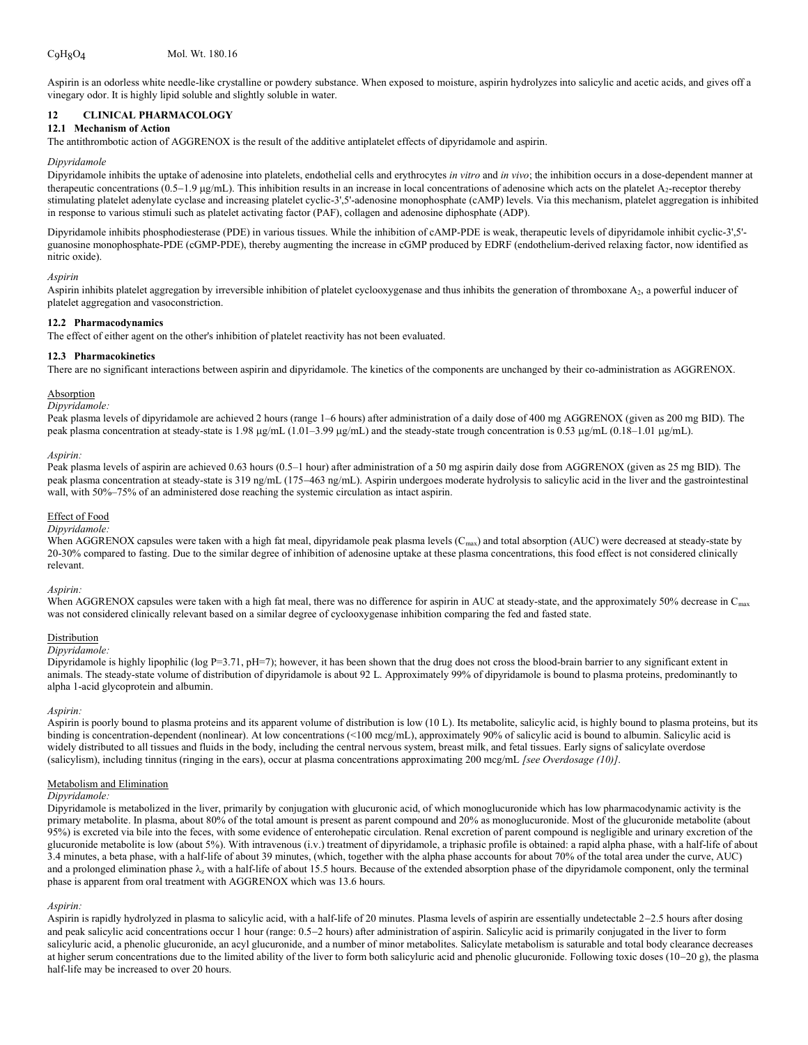$C_9H_8O_4$ Mol. Wt. 180.16

Aspirin is an odorless white needle-like crystalline or powdery substance. When exposed to moisture, aspirin hydrolyzes into salicylic and acetic acids, and gives off a vinegary odor. It is highly lipid soluble and slightly soluble in water.

## 12 CLINICAL PHARMACOLOGY

### 12.1 Mechanism of Action

The antithrombotic action of AGGRENOX is the result of the additive antiplatelet effects of dipyridamole and aspirin.

*Dipyridamole*

Dipyridamole inhibits the uptake of adenosine into platelets, endothelial cells and erythrocytes *in vitro* and *in vivo*; the inhibition occurs in a dose-dependent manner at therapeutic concentrations (0.5−1.9 μg/mL). This inhibition results in an increase in local concentrations of adenosine which acts on the platelet $A_2$-receptor thereby stimulating platelet adenylate cyclase and increasing platelet cyclic-3',5'-adenosine monophosphate (cAMP) levels. Via this mechanism, platelet aggregation is inhibited in response to various stimuli such as platelet activating factor (PAF), collagen and adenosine diphosphate (ADP).

Dipyridamole inhibits phosphodiesterase (PDE) in various tissues. While the inhibition of cAMP-PDE is weak, therapeutic levels of dipyridamole inhibit cyclic-3',5'-guanosine monophosphate-PDE (cGMP-PDE), thereby augmenting the increase in cGMP produced by EDRF (endothelium-derived relaxing factor, now identified as nitric oxide).

*Aspirin*

Aspirin inhibits platelet aggregation by irreversible inhibition of platelet cyclooxygenase and thus inhibits the generation of thromboxane $A_2$, a powerful inducer of platelet aggregation and vasoconstriction.

### 12.2 Pharmacodynamics

The effect of either agent on the other's inhibition of platelet reactivity has not been evaluated.

### 12.3 Pharmacokinetics

There are no significant interactions between aspirin and dipyridamole. The kinetics of the components are unchanged by their co-administration as AGGRENOX.

Absorption

*Dipyridamole:*

Peak plasma levels of dipyridamole are achieved 2 hours (range 1–6 hours) after administration of a daily dose of 400 mg AGGRENOX (given as 200 mg BID). The peak plasma concentration at steady-state is 1.98 μg/mL (1.01–3.99 μg/mL) and the steady-state trough concentration is 0.53 μg/mL (0.18–1.01 μg/mL).

*Aspirin:*

Peak plasma levels of aspirin are achieved 0.63 hours (0.5–1 hour) after administration of a 50 mg aspirin daily dose from AGGRENOX (given as 25 mg BID). The peak plasma concentration at steady-state is 319 ng/mL (175−463 ng/mL). Aspirin undergoes moderate hydrolysis to salicylic acid in the liver and the gastrointestinal wall, with 50%–75% of an administered dose reaching the systemic circulation as intact aspirin.

Effect of Food

*Dipyridamole:*

When AGGRENOX capsules were taken with a high fat meal, dipyridamole peak plasma levels ($C_{max}$) and total absorption (AUC) were decreased at steady-state by 20-30% compared to fasting. Due to the similar degree of inhibition of adenosine uptake at these plasma concentrations, this food effect is not considered clinically relevant.

*Aspirin:*

When AGGRENOX capsules were taken with a high fat meal, there was no difference for aspirin in AUC at steady-state, and the approximately 50% decrease in $C_{max}$ was not considered clinically relevant based on a similar degree of cyclooxygenase inhibition comparing the fed and fasted state.

Distribution

*Dipyridamole:*

Dipyridamole is highly lipophilic (log P=3.71, pH=7); however, it has been shown that the drug does not cross the blood-brain barrier to any significant extent in animals. The steady-state volume of distribution of dipyridamole is about 92 L. Approximately 99% of dipyridamole is bound to plasma proteins, predominantly to alpha 1-acid glycoprotein and albumin.

*Aspirin:*

Aspirin is poorly bound to plasma proteins and its apparent volume of distribution is low (10 L). Its metabolite, salicylic acid, is highly bound to plasma proteins, but its binding is concentration-dependent (nonlinear). At low concentrations (<100 mcg/mL), approximately 90% of salicylic acid is bound to albumin. Salicylic acid is widely distributed to all tissues and fluids in the body, including the central nervous system, breast milk, and fetal tissues. Early signs of salicylate overdose (salicylism), including tinnitus (ringing in the ears), occur at plasma concentrations approximating 200 mcg/mL *[see Overdosage (10)]*.

Metabolism and Elimination

*Dipyridamole:*

Dipyridamole is metabolized in the liver, primarily by conjugation with glucuronic acid, of which monoglucuronide which has low pharmacodynamic activity is the primary metabolite. In plasma, about 80% of the total amount is present as parent compound and 20% as monoglucuronide. Most of the glucuronide metabolite (about 95%) is excreted via bile into the feces, with some evidence of enterohepatic circulation. Renal excretion of parent compound is negligible and urinary excretion of the glucuronide metabolite is low (about 5%). With intravenous (i.v.) treatment of dipyridamole, a triphasic profile is obtained: a rapid alpha phase, with a half-life of about 3.4 minutes, a beta phase, with a half-life of about 39 minutes, (which, together with the alpha phase accounts for about 70% of the total area under the curve, AUC) and a prolonged elimination phase $\lambda_z$ with a half-life of about 15.5 hours. Because of the extended absorption phase of the dipyridamole component, only the terminal phase is apparent from oral treatment with AGGRENOX which was 13.6 hours.

*Aspirin:*

Aspirin is rapidly hydrolyzed in plasma to salicylic acid, with a half-life of 20 minutes. Plasma levels of aspirin are essentially undetectable 2−2.5 hours after dosing and peak salicylic acid concentrations occur 1 hour (range: 0.5−2 hours) after administration of aspirin. Salicylic acid is primarily conjugated in the liver to form salicyluric acid, a phenolic glucuronide, an acyl glucuronide, and a number of minor metabolites. Salicylate metabolism is saturable and total body clearance decreases at higher serum concentrations due to the limited ability of the liver to form both salicyluric acid and phenolic glucuronide. Following toxic doses (10−20 g), the plasma half-life may be increased to over 20 hours.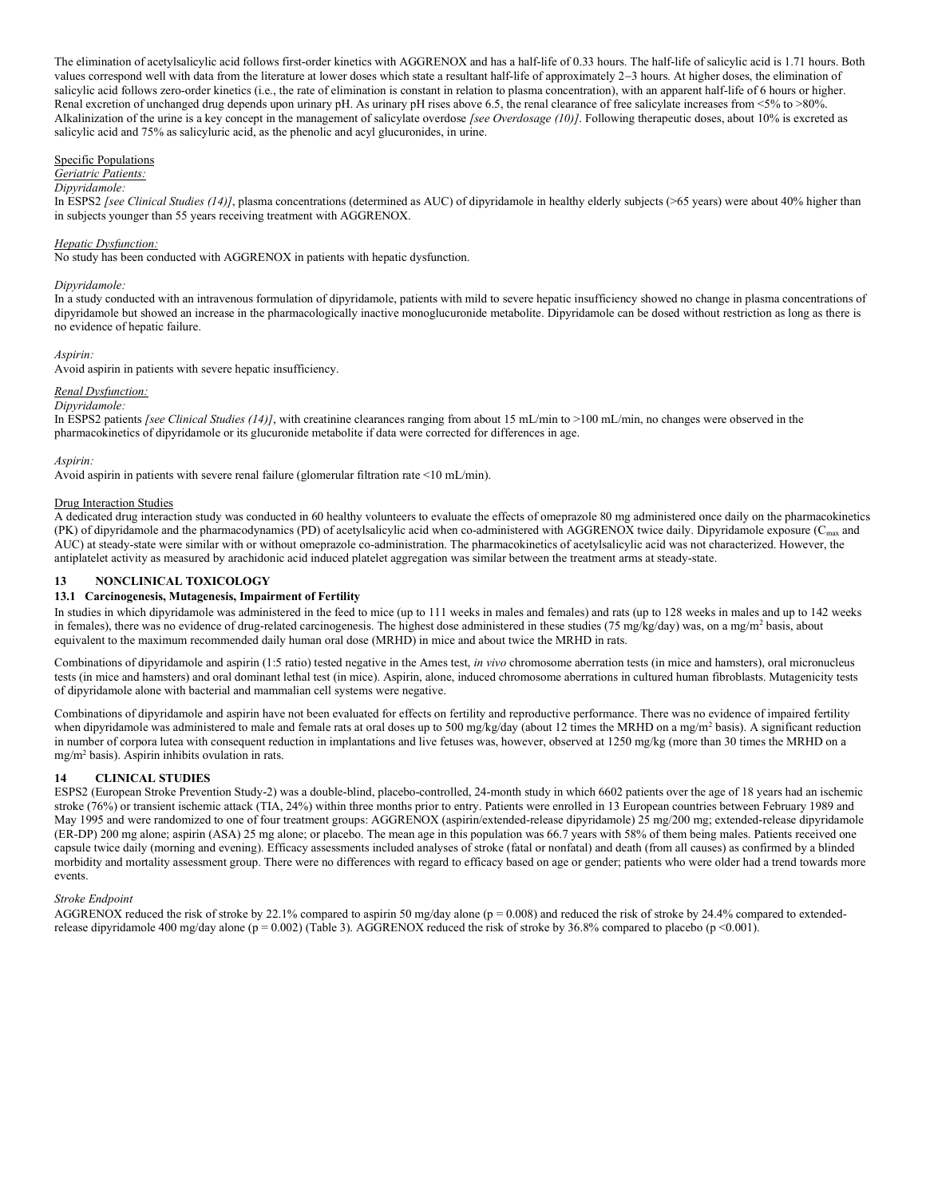The elimination of acetylsalicylic acid follows first-order kinetics with AGGRENOX and has a half-life of 0.33 hours. The half-life of salicylic acid is 1.71 hours. Both values correspond well with data from the literature at lower doses which state a resultant half-life of approximately 2−3 hours. At higher doses, the elimination of salicylic acid follows zero-order kinetics (i.e., the rate of elimination is constant in relation to plasma concentration), with an apparent half-life of 6 hours or higher. Renal excretion of unchanged drug depends upon urinary pH. As urinary pH rises above 6.5, the renal clearance of free salicylate increases from <5% to >80%. Alkalinization of the urine is a key concept in the management of salicylate overdose *[see Overdosage (10)]*. Following therapeutic doses, about 10% is excreted as salicylic acid and 75% as salicyluric acid, as the phenolic and acyl glucuronides, in urine.

Specific Populations

*Geriatric Patients:*

*Dipyridamole:*

In ESPS2 *[see Clinical Studies (14)]*, plasma concentrations (determined as AUC) of dipyridamole in healthy elderly subjects (>65 years) were about 40% higher than in subjects younger than 55 years receiving treatment with AGGRENOX.

*Hepatic Dysfunction:*

No study has been conducted with AGGRENOX in patients with hepatic dysfunction.

*Dipyridamole:*

In a study conducted with an intravenous formulation of dipyridamole, patients with mild to severe hepatic insufficiency showed no change in plasma concentrations of dipyridamole but showed an increase in the pharmacologically inactive monoglucuronide metabolite. Dipyridamole can be dosed without restriction as long as there is no evidence of hepatic failure.

*Aspirin:*

Avoid aspirin in patients with severe hepatic insufficiency.

*Renal Dysfunction:*

*Dipyridamole:*

In ESPS2 patients *[see Clinical Studies (14)]*, with creatinine clearances ranging from about 15 mL/min to >100 mL/min, no changes were observed in the pharmacokinetics of dipyridamole or its glucuronide metabolite if data were corrected for differences in age.

*Aspirin:*

Avoid aspirin in patients with severe renal failure (glomerular filtration rate <10 mL/min).

Drug Interaction Studies

A dedicated drug interaction study was conducted in 60 healthy volunteers to evaluate the effects of omeprazole 80 mg administered once daily on the pharmacokinetics (PK) of dipyridamole and the pharmacodynamics (PD) of acetylsalicylic acid when co-administered with AGGRENOX twice daily. Dipyridamole exposure ($C_{max}$ and AUC) at steady-state were similar with or without omeprazole co-administration. The pharmacokinetics of acetylsalicylic acid was not characterized. However, the antiplatelet activity as measured by arachidonic acid induced platelet aggregation was similar between the treatment arms at steady-state.

## 13 NONCLINICAL TOXICOLOGY

### 13.1 Carcinogenesis, Mutagenesis, Impairment of Fertility

In studies in which dipyridamole was administered in the feed to mice (up to 111 weeks in males and females) and rats (up to 128 weeks in males and up to 142 weeks in females), there was no evidence of drug-related carcinogenesis. The highest dose administered in these studies (75 mg/kg/day) was, on a mg/m² basis, about equivalent to the maximum recommended daily human oral dose (MRHD) in mice and about twice the MRHD in rats.

Combinations of dipyridamole and aspirin (1:5 ratio) tested negative in the Ames test, *in vivo* chromosome aberration tests (in mice and hamsters), oral micronucleus tests (in mice and hamsters) and oral dominant lethal test (in mice). Aspirin, alone, induced chromosome aberrations in cultured human fibroblasts. Mutagenicity tests of dipyridamole alone with bacterial and mammalian cell systems were negative.

Combinations of dipyridamole and aspirin have not been evaluated for effects on fertility and reproductive performance. There was no evidence of impaired fertility when dipyridamole was administered to male and female rats at oral doses up to 500 mg/kg/day (about 12 times the MRHD on a mg/m² basis). A significant reduction in number of corpora lutea with consequent reduction in implantations and live fetuses was, however, observed at 1250 mg/kg (more than 30 times the MRHD on a mg/m² basis). Aspirin inhibits ovulation in rats.

## 14 CLINICAL STUDIES

ESPS2 (European Stroke Prevention Study-2) was a double-blind, placebo-controlled, 24-month study in which 6602 patients over the age of 18 years had an ischemic stroke (76%) or transient ischemic attack (TIA, 24%) within three months prior to entry. Patients were enrolled in 13 European countries between February 1989 and May 1995 and were randomized to one of four treatment groups: AGGRENOX (aspirin/extended-release dipyridamole) 25 mg/200 mg; extended-release dipyridamole (ER-DP) 200 mg alone; aspirin (ASA) 25 mg alone; or placebo. The mean age in this population was 66.7 years with 58% of them being males. Patients received one capsule twice daily (morning and evening). Efficacy assessments included analyses of stroke (fatal or nonfatal) and death (from all causes) as confirmed by a blinded morbidity and mortality assessment group. There were no differences with regard to efficacy based on age or gender; patients who were older had a trend towards more events.

*Stroke Endpoint*

AGGRENOX reduced the risk of stroke by 22.1% compared to aspirin 50 mg/day alone ($p = 0.008$) and reduced the risk of stroke by 24.4% compared to extended-release dipyridamole 400 mg/day alone ($p = 0.002$) (Table 3). AGGRENOX reduced the risk of stroke by 36.8% compared to placebo ($p < 0.001$).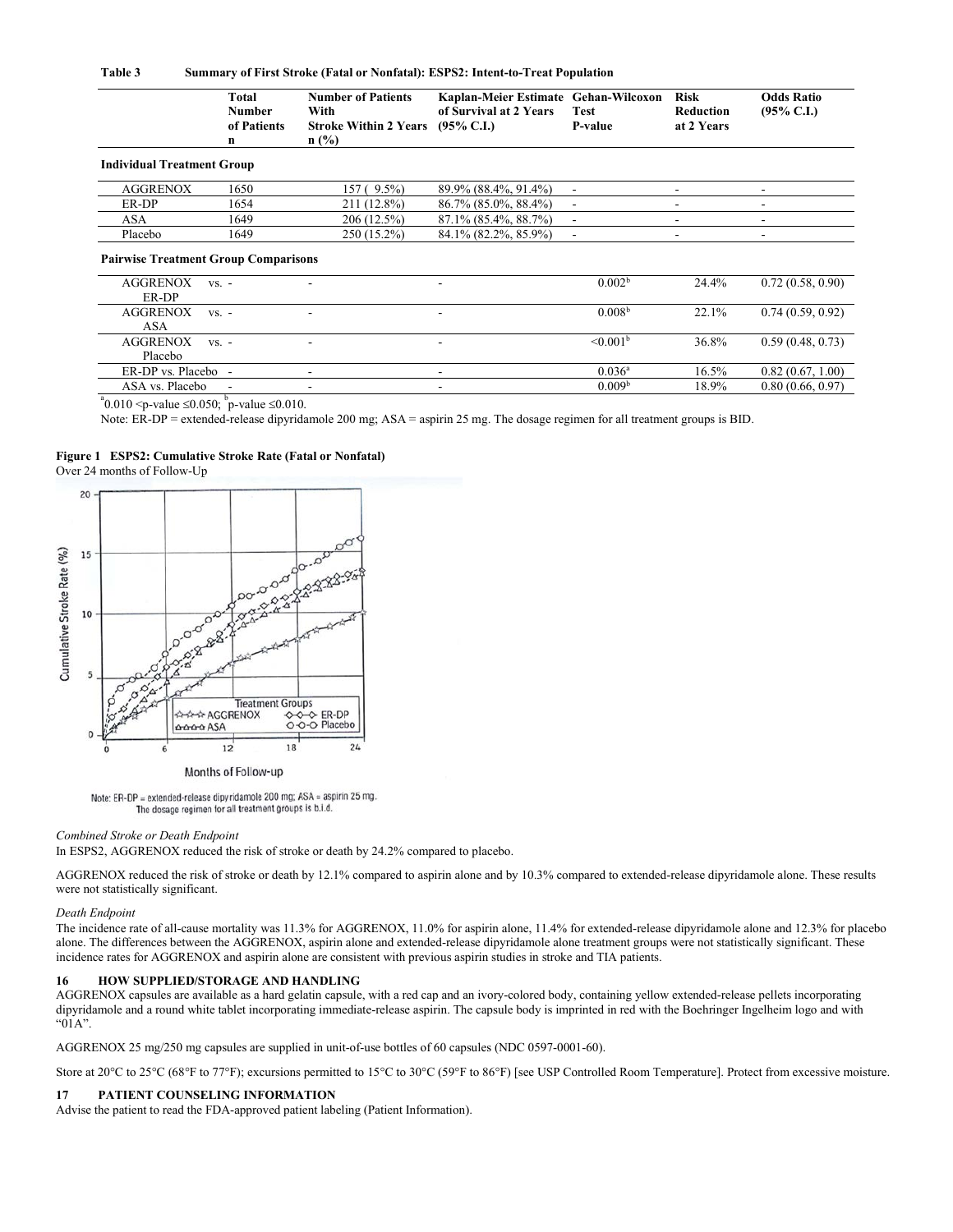**Table 3 Summary of First Stroke (Fatal or Nonfatal): ESPS2: Intent-to-Treat Population**

| | Total Number of Patients n | Number of Patients With Stroke Within 2 Years n (%) | Kaplan-Meier Estimate of Survival at 2 Years (95% C.I.) | Gehan-Wilcoxon Test P-value | Risk Reduction at 2 Years | Odds Ratio (95% C.I.) |
|---|---|---|---|---|---|---|
| **Individual Treatment Group** | | | | | | |
| AGGRENOX | 1650 | 157 ( 9.5%) | 89.9% (88.4%, 91.4%) | - | - | - |
| ER-DP | 1654 | 211 (12.8%) | 86.7% (85.0%, 88.4%) | - | - | - |
| ASA | 1649 | 206 (12.5%) | 87.1% (85.4%, 88.7%) | - | - | - |
| Placebo | 1649 | 250 (15.2%) | 84.1% (82.2%, 85.9%) | - | - | - |
| **Pairwise Treatment Group Comparisons** | | | | | | |
| AGGRENOX vs. ER-DP | - | - | - | 0.002[b] | 24.4% | 0.72 (0.58, 0.90) |
| AGGRENOX vs. ASA | - | - | - | 0.008[b] | 22.1% | 0.74 (0.59, 0.92) |
| AGGRENOX vs. Placebo | - | - | - | <0.001[b] | 36.8% | 0.59 (0.48, 0.73) |
| ER-DP vs. Placebo | - | - | - | 0.036[a] | 16.5% | 0.82 (0.67, 1.00) |
| ASA vs. Placebo | - | - | - | 0.009[b] | 18.9% | 0.80 (0.66, 0.97) |

[a] 0.010 <p-value ≤0.050; [b] p-value ≤0.010.

Note: ER-DP = extended-release dipyridamole 200 mg; ASA = aspirin 25 mg. The dosage regimen for all treatment groups is BID.

**Figure 1 ESPS2: Cumulative Stroke Rate (Fatal or Nonfatal)**
Over 24 months of Follow-Up

Note: ER-DP = extended-release dipyridamole 200 mg; ASA = aspirin 25 mg. The dosage regimen for all treatment groups is b.i.d.

*Combined Stroke or Death Endpoint*

In ESPS2, AGGRENOX reduced the risk of stroke or death by 24.2% compared to placebo.

AGGRENOX reduced the risk of stroke or death by 12.1% compared to aspirin alone and by 10.3% compared to extended-release dipyridamole alone. These results were not statistically significant.

*Death Endpoint*

The incidence rate of all-cause mortality was 11.3% for AGGRENOX, 11.0% for aspirin alone, 11.4% for extended-release dipyridamole alone and 12.3% for placebo alone. The differences between the AGGRENOX, aspirin alone and extended-release dipyridamole alone treatment groups were not statistically significant. These incidence rates for AGGRENOX and aspirin alone are consistent with previous aspirin studies in stroke and TIA patients.

## 16 HOW SUPPLIED/STORAGE AND HANDLING

AGGRENOX capsules are available as a hard gelatin capsule, with a red cap and an ivory-colored body, containing yellow extended-release pellets incorporating dipyridamole and a round white tablet incorporating immediate-release aspirin. The capsule body is imprinted in red with the Boehringer Ingelheim logo and with "01A".

AGGRENOX 25 mg/250 mg capsules are supplied in unit-of-use bottles of 60 capsules (NDC 0597-0001-60).

Store at 20°C to 25°C (68°F to 77°F); excursions permitted to 15°C to 30°C (59°F to 86°F) [see USP Controlled Room Temperature]. Protect from excessive moisture.

## 17 PATIENT COUNSELING INFORMATION

Advise the patient to read the FDA-approved patient labeling (Patient Information).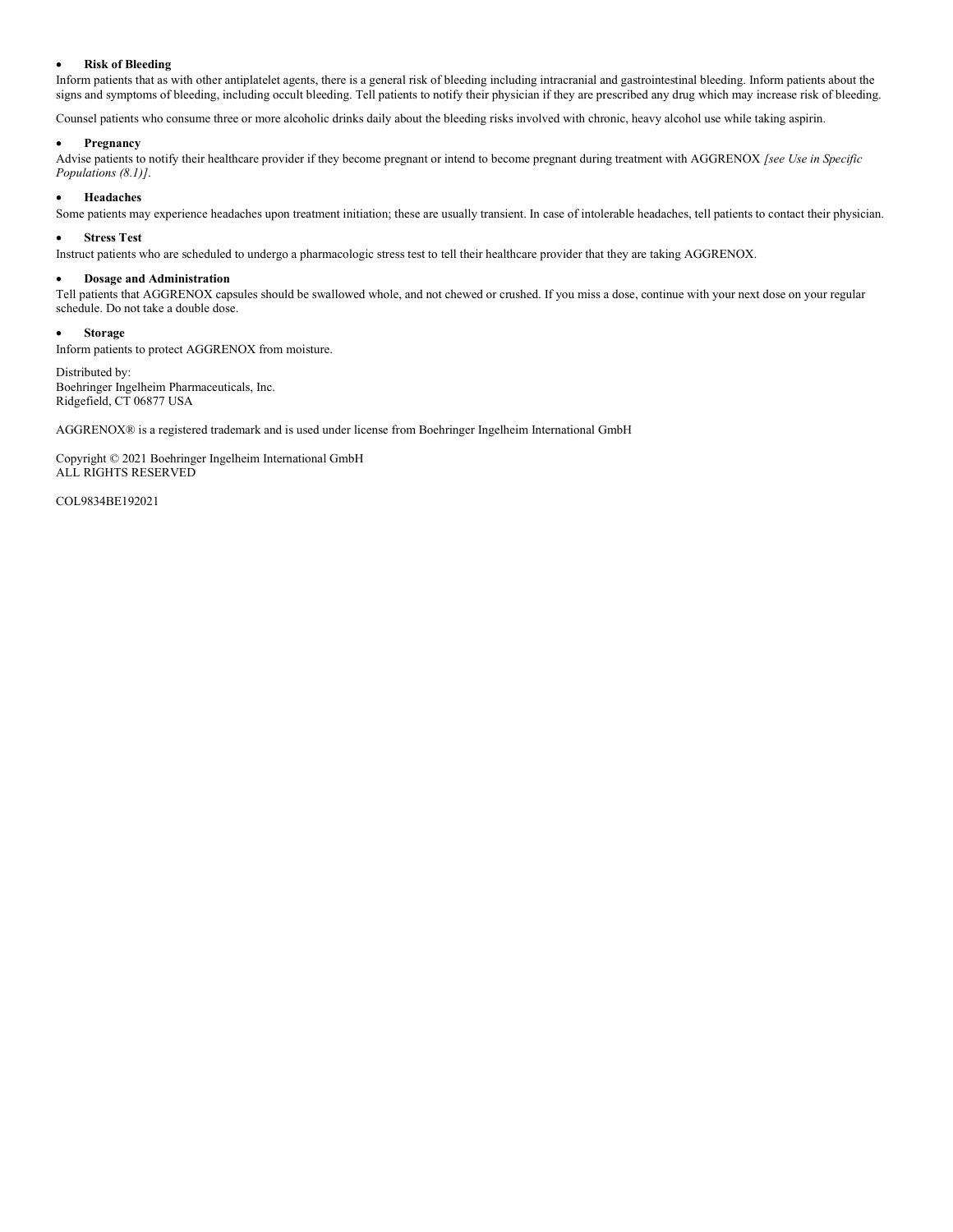- **Risk of Bleeding**

Inform patients that as with other antiplatelet agents, there is a general risk of bleeding including intracranial and gastrointestinal bleeding. Inform patients about the signs and symptoms of bleeding, including occult bleeding. Tell patients to notify their physician if they are prescribed any drug which may increase risk of bleeding.

Counsel patients who consume three or more alcoholic drinks daily about the bleeding risks involved with chronic, heavy alcohol use while taking aspirin.

- **Pregnancy**

Advise patients to notify their healthcare provider if they become pregnant or intend to become pregnant during treatment with AGGRENOX *[see Use in Specific Populations (8.1)]*.

- **Headaches**

Some patients may experience headaches upon treatment initiation; these are usually transient. In case of intolerable headaches, tell patients to contact their physician.

- **Stress Test**

Instruct patients who are scheduled to undergo a pharmacologic stress test to tell their healthcare provider that they are taking AGGRENOX.

- **Dosage and Administration**

Tell patients that AGGRENOX capsules should be swallowed whole, and not chewed or crushed. If you miss a dose, continue with your next dose on your regular schedule. Do not take a double dose.

- **Storage**

Inform patients to protect AGGRENOX from moisture.

Distributed by:
Boehringer Ingelheim Pharmaceuticals, Inc.
Ridgefield, CT 06877 USA

AGGRENOX® is a registered trademark and is used under license from Boehringer Ingelheim International GmbH

Copyright © 2021 Boehringer Ingelheim International GmbH
ALL RIGHTS RESERVED

COL9834BE192021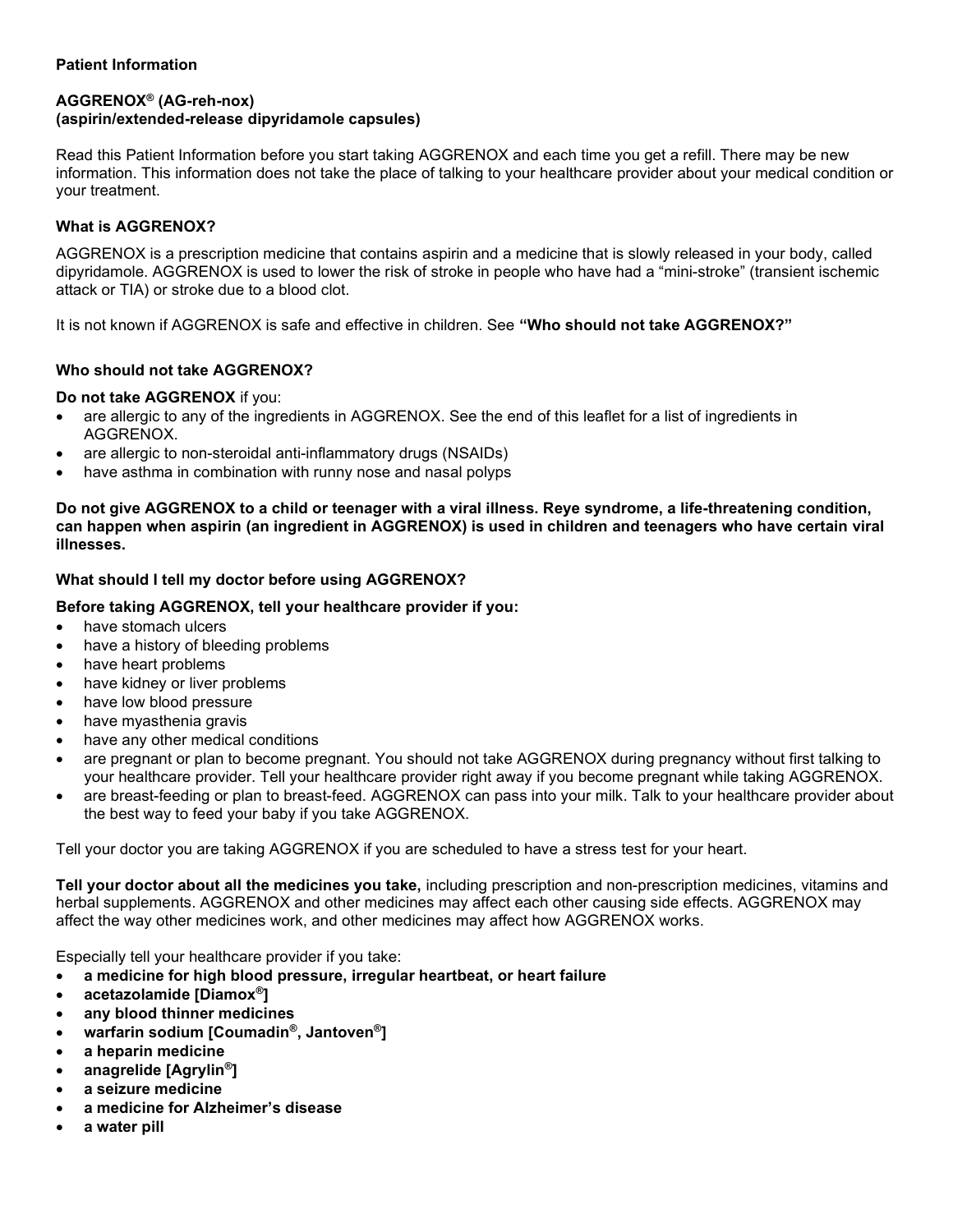**Patient Information**

**AGGRENOX® (AG-reh-nox)**
**(aspirin/extended-release dipyridamole capsules)**

Read this Patient Information before you start taking AGGRENOX and each time you get a refill. There may be new information. This information does not take the place of talking to your healthcare provider about your medical condition or your treatment.

**What is AGGRENOX?**

AGGRENOX is a prescription medicine that contains aspirin and a medicine that is slowly released in your body, called dipyridamole. AGGRENOX is used to lower the risk of stroke in people who have had a "mini-stroke" (transient ischemic attack or TIA) or stroke due to a blood clot.

It is not known if AGGRENOX is safe and effective in children. See **"Who should not take AGGRENOX?"**

**Who should not take AGGRENOX?**

**Do not take AGGRENOX** if you:

- are allergic to any of the ingredients in AGGRENOX. See the end of this leaflet for a list of ingredients in AGGRENOX.
- are allergic to non-steroidal anti-inflammatory drugs (NSAIDs)
- have asthma in combination with runny nose and nasal polyps

**Do not give AGGRENOX to a child or teenager with a viral illness. Reye syndrome, a life-threatening condition, can happen when aspirin (an ingredient in AGGRENOX) is used in children and teenagers who have certain viral illnesses.**

**What should I tell my doctor before using AGGRENOX?**

**Before taking AGGRENOX, tell your healthcare provider if you:**

- have stomach ulcers
- have a history of bleeding problems
- have heart problems
- have kidney or liver problems
- have low blood pressure
- have myasthenia gravis
- have any other medical conditions
- are pregnant or plan to become pregnant. You should not take AGGRENOX during pregnancy without first talking to your healthcare provider. Tell your healthcare provider right away if you become pregnant while taking AGGRENOX.
- are breast-feeding or plan to breast-feed. AGGRENOX can pass into your milk. Talk to your healthcare provider about the best way to feed your baby if you take AGGRENOX.

Tell your doctor you are taking AGGRENOX if you are scheduled to have a stress test for your heart.

**Tell your doctor about all the medicines you take,** including prescription and non-prescription medicines, vitamins and herbal supplements. AGGRENOX and other medicines may affect each other causing side effects. AGGRENOX may affect the way other medicines work, and other medicines may affect how AGGRENOX works.

Especially tell your healthcare provider if you take:

- **a medicine for high blood pressure, irregular heartbeat, or heart failure**
- **acetazolamide [Diamox®]**
- **any blood thinner medicines**
- **warfarin sodium [Coumadin®, Jantoven®]**
- **a heparin medicine**
- **anagrelide [Agrylin®]**
- **a seizure medicine**
- **a medicine for Alzheimer's disease**
- **a water pill**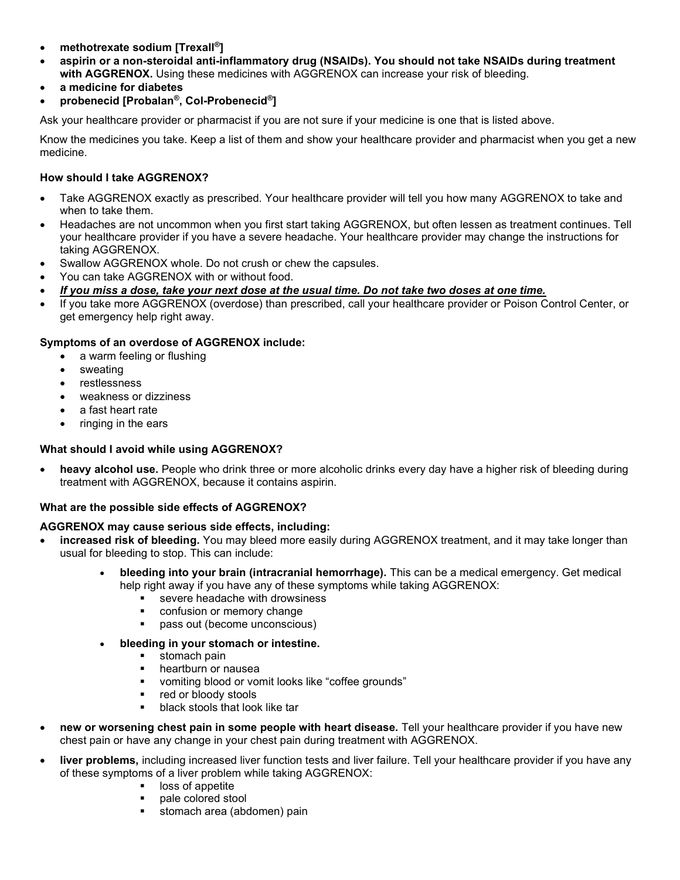- **methotrexate sodium [Trexall®]**
- **aspirin or a non-steroidal anti-inflammatory drug (NSAIDs). You should not take NSAIDs during treatment with AGGRENOX.** Using these medicines with AGGRENOX can increase your risk of bleeding.
- **a medicine for diabetes**
- **probenecid [Probalan®, Col-Probenecid®]**

Ask your healthcare provider or pharmacist if you are not sure if your medicine is one that is listed above.

Know the medicines you take. Keep a list of them and show your healthcare provider and pharmacist when you get a new medicine.

**How should I take AGGRENOX?**

- Take AGGRENOX exactly as prescribed. Your healthcare provider will tell you how many AGGRENOX to take and when to take them.
- Headaches are not uncommon when you first start taking AGGRENOX, but often lessen as treatment continues. Tell your healthcare provider if you have a severe headache. Your healthcare provider may change the instructions for taking AGGRENOX.
- Swallow AGGRENOX whole. Do not crush or chew the capsules.
- You can take AGGRENOX with or without food.
- ***<u>If you miss a dose, take your next dose at the usual time. Do not take two doses at one time.</u>***
- If you take more AGGRENOX (overdose) than prescribed, call your healthcare provider or Poison Control Center, or get emergency help right away.

**Symptoms of an overdose of AGGRENOX include:**

- a warm feeling or flushing
- sweating
- restlessness
- weakness or dizziness
- a fast heart rate
- ringing in the ears

**What should I avoid while using AGGRENOX?**

- **heavy alcohol use.** People who drink three or more alcoholic drinks every day have a higher risk of bleeding during treatment with AGGRENOX, because it contains aspirin.

**What are the possible side effects of AGGRENOX?**

**AGGRENOX may cause serious side effects, including:**

- **increased risk of bleeding.** You may bleed more easily during AGGRENOX treatment, and it may take longer than usual for bleeding to stop. This can include:
  - **bleeding into your brain (intracranial hemorrhage).** This can be a medical emergency. Get medical help right away if you have any of these symptoms while taking AGGRENOX:
    - severe headache with drowsiness
    - confusion or memory change
    - pass out (become unconscious)
  - **bleeding in your stomach or intestine.**
    - stomach pain
    - heartburn or nausea
    - vomiting blood or vomit looks like "coffee grounds"
    - red or bloody stools
    - black stools that look like tar
- **new or worsening chest pain in some people with heart disease.** Tell your healthcare provider if you have new chest pain or have any change in your chest pain during treatment with AGGRENOX.
- **liver problems,** including increased liver function tests and liver failure. Tell your healthcare provider if you have any of these symptoms of a liver problem while taking AGGRENOX:
    - loss of appetite
    - pale colored stool
    - stomach area (abdomen) pain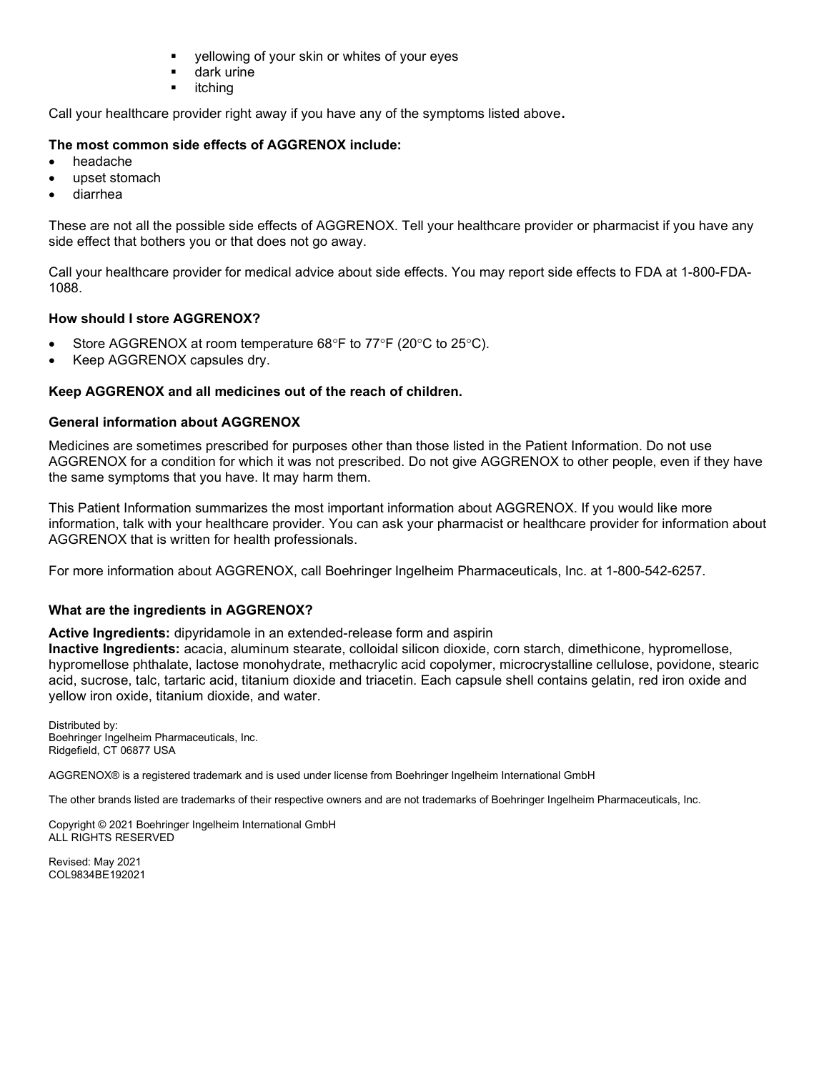- yellowing of your skin or whites of your eyes
- dark urine
- itching

Call your healthcare provider right away if you have any of the symptoms listed above**.**

**The most common side effects of AGGRENOX include:**

- headache
- upset stomach
- diarrhea

These are not all the possible side effects of AGGRENOX. Tell your healthcare provider or pharmacist if you have any side effect that bothers you or that does not go away.

Call your healthcare provider for medical advice about side effects. You may report side effects to FDA at 1-800-FDA-1088.

**How should I store AGGRENOX?**

- Store AGGRENOX at room temperature 68°F to 77°F (20°C to 25°C).
- Keep AGGRENOX capsules dry.

**Keep AGGRENOX and all medicines out of the reach of children.**

**General information about AGGRENOX**

Medicines are sometimes prescribed for purposes other than those listed in the Patient Information. Do not use AGGRENOX for a condition for which it was not prescribed. Do not give AGGRENOX to other people, even if they have the same symptoms that you have. It may harm them.

This Patient Information summarizes the most important information about AGGRENOX. If you would like more information, talk with your healthcare provider. You can ask your pharmacist or healthcare provider for information about AGGRENOX that is written for health professionals.

For more information about AGGRENOX, call Boehringer Ingelheim Pharmaceuticals, Inc. at 1-800-542-6257.

**What are the ingredients in AGGRENOX?**

**Active Ingredients:** dipyridamole in an extended-release form and aspirin
**Inactive Ingredients:** acacia, aluminum stearate, colloidal silicon dioxide, corn starch, dimethicone, hypromellose, hypromellose phthalate, lactose monohydrate, methacrylic acid copolymer, microcrystalline cellulose, povidone, stearic acid, sucrose, talc, tartaric acid, titanium dioxide and triacetin. Each capsule shell contains gelatin, red iron oxide and yellow iron oxide, titanium dioxide, and water.

Distributed by:
Boehringer Ingelheim Pharmaceuticals, Inc.
Ridgefield, CT 06877 USA

AGGRENOX® is a registered trademark and is used under license from Boehringer Ingelheim International GmbH

The other brands listed are trademarks of their respective owners and are not trademarks of Boehringer Ingelheim Pharmaceuticals, Inc.

Copyright © 2021 Boehringer Ingelheim International GmbH
ALL RIGHTS RESERVED

Revised: May 2021
COL9834BE192021